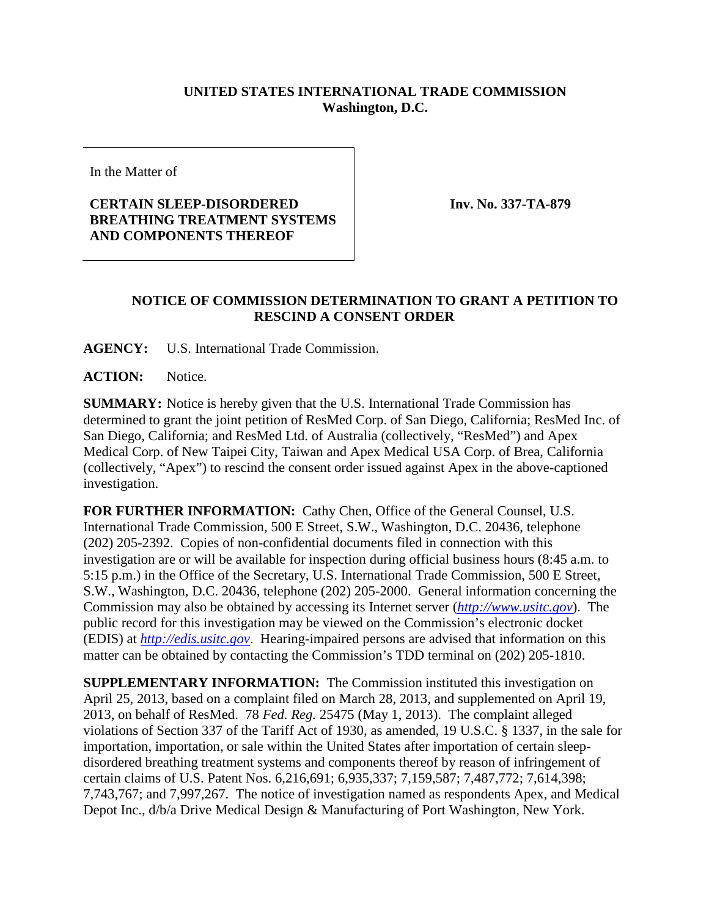**UNITED STATES INTERNATIONAL TRADE COMMISSION**
**Washington, D.C.**

In the Matter of

**CERTAIN SLEEP-DISORDERED BREATHING TREATMENT SYSTEMS AND COMPONENTS THEREOF**

**Inv. No. 337-TA-879**

**NOTICE OF COMMISSION DETERMINATION TO GRANT A PETITION TO RESCIND A CONSENT ORDER**

**AGENCY:** U.S. International Trade Commission.

**ACTION:** Notice.

**SUMMARY:** Notice is hereby given that the U.S. International Trade Commission has determined to grant the joint petition of ResMed Corp. of San Diego, California; ResMed Inc. of San Diego, California; and ResMed Ltd. of Australia (collectively, "ResMed") and Apex Medical Corp. of New Taipei City, Taiwan and Apex Medical USA Corp. of Brea, California (collectively, "Apex") to rescind the consent order issued against Apex in the above-captioned investigation.

**FOR FURTHER INFORMATION:** Cathy Chen, Office of the General Counsel, U.S. International Trade Commission, 500 E Street, S.W., Washington, D.C. 20436, telephone (202) 205-2392. Copies of non-confidential documents filed in connection with this investigation are or will be available for inspection during official business hours (8:45 a.m. to 5:15 p.m.) in the Office of the Secretary, U.S. International Trade Commission, 500 E Street, S.W., Washington, D.C. 20436, telephone (202) 205-2000. General information concerning the Commission may also be obtained by accessing its Internet server (*http://www.usitc.gov*). The public record for this investigation may be viewed on the Commission's electronic docket (EDIS) at *http://edis.usitc.gov*. Hearing-impaired persons are advised that information on this matter can be obtained by contacting the Commission's TDD terminal on (202) 205-1810.

**SUPPLEMENTARY INFORMATION:** The Commission instituted this investigation on April 25, 2013, based on a complaint filed on March 28, 2013, and supplemented on April 19, 2013, on behalf of ResMed. 78 *Fed. Reg.* 25475 (May 1, 2013). The complaint alleged violations of Section 337 of the Tariff Act of 1930, as amended, 19 U.S.C. § 1337, in the sale for importation, importation, or sale within the United States after importation of certain sleep-disordered breathing treatment systems and components thereof by reason of infringement of certain claims of U.S. Patent Nos. 6,216,691; 6,935,337; 7,159,587; 7,487,772; 7,614,398; 7,743,767; and 7,997,267. The notice of investigation named as respondents Apex, and Medical Depot Inc., d/b/a Drive Medical Design & Manufacturing of Port Washington, New York.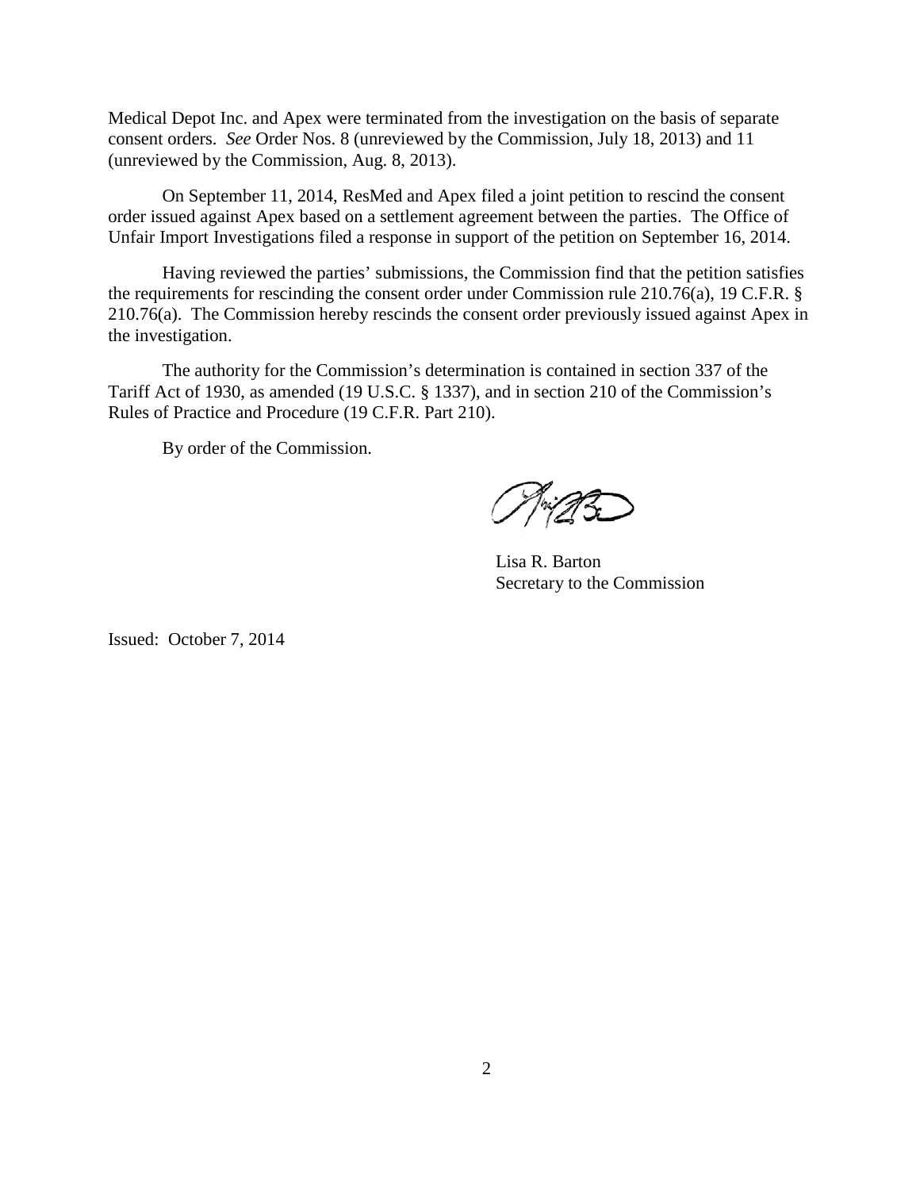Medical Depot Inc. and Apex were terminated from the investigation on the basis of separate consent orders. *See* Order Nos. 8 (unreviewed by the Commission, July 18, 2013) and 11 (unreviewed by the Commission, Aug. 8, 2013).

On September 11, 2014, ResMed and Apex filed a joint petition to rescind the consent order issued against Apex based on a settlement agreement between the parties. The Office of Unfair Import Investigations filed a response in support of the petition on September 16, 2014.

Having reviewed the parties' submissions, the Commission find that the petition satisfies the requirements for rescinding the consent order under Commission rule 210.76(a), 19 C.F.R. § 210.76(a). The Commission hereby rescinds the consent order previously issued against Apex in the investigation.

The authority for the Commission's determination is contained in section 337 of the Tariff Act of 1930, as amended (19 U.S.C. § 1337), and in section 210 of the Commission's Rules of Practice and Procedure (19 C.F.R. Part 210).

By order of the Commission.

Lisa R. Barton
Secretary to the Commission

Issued: October 7, 2014